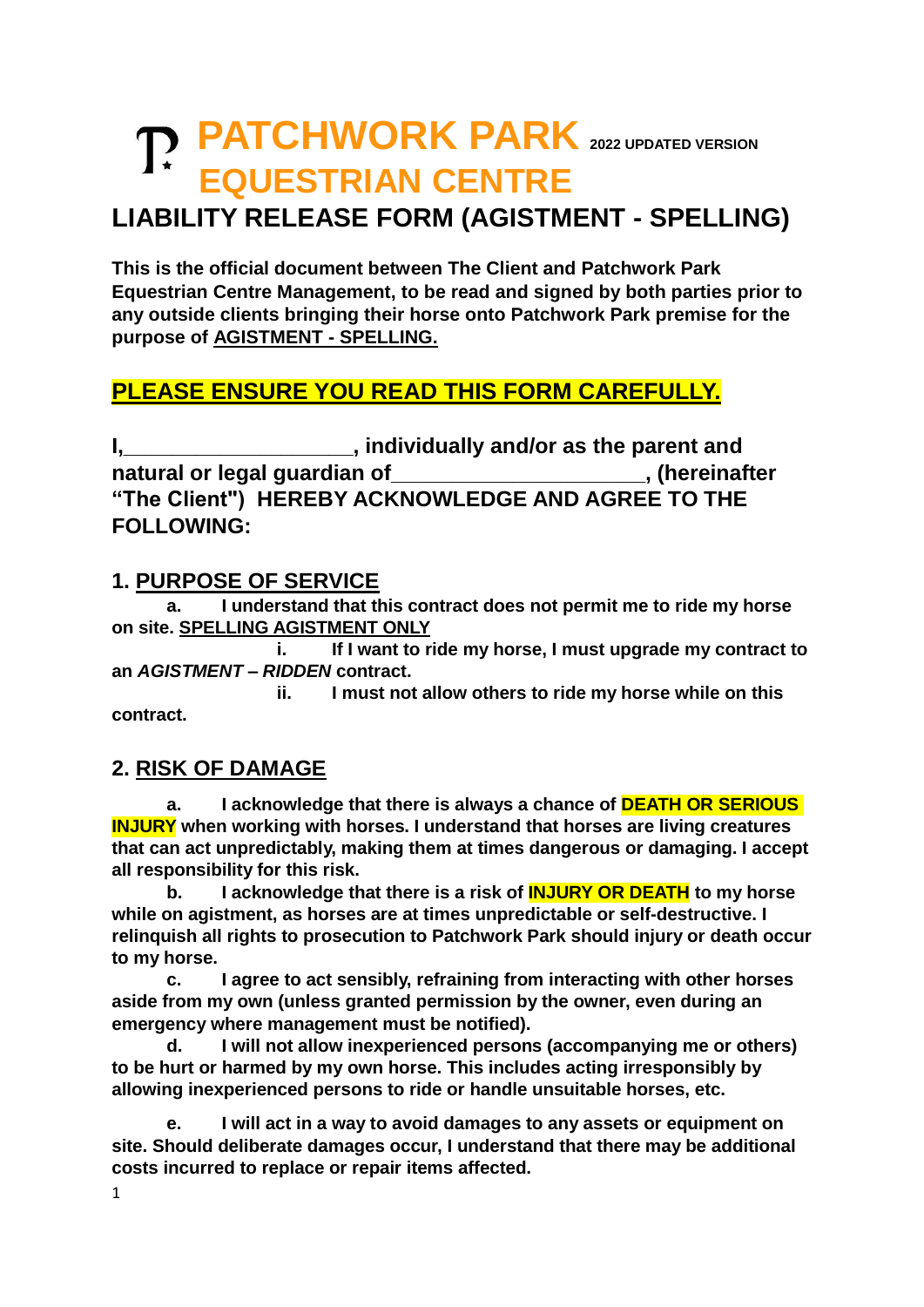# PATCHWORK PARK EQUESTRIAN CENTRE 2022 UPDATED VERSION

## LIABILITY RELEASE FORM (AGISTMENT - SPELLING)

**This is the official document between The Client and Patchwork Park Equestrian Centre Management, to be read and signed by both parties prior to any outside clients bringing their horse onto Patchwork Park premise for the purpose of AGISTMENT - SPELLING.**

**PLEASE ENSURE YOU READ THIS FORM CAREFULLY.**

**I,\_\_\_\_\_\_\_\_\_\_\_\_\_\_\_\_\_\_\_\_, individually and/or as the parent and natural or legal guardian of\_\_\_\_\_\_\_\_\_\_\_\_\_\_\_\_\_\_\_\_\_\_, (hereinafter "The Client") HEREBY ACKNOWLEDGE AND AGREE TO THE FOLLOWING:**

### 1. PURPOSE OF SERVICE

**a. I understand that this contract does not permit me to ride my horse on site. SPELLING AGISTMENT ONLY**

**i. If I want to ride my horse, I must upgrade my contract to an *AGISTMENT – RIDDEN* contract.**

**ii. I must not allow others to ride my horse while on this contract.**

### 2. RISK OF DAMAGE

**a. I acknowledge that there is always a chance of DEATH OR SERIOUS INJURY when working with horses. I understand that horses are living creatures that can act unpredictably, making them at times dangerous or damaging. I accept all responsibility for this risk.**

**b. I acknowledge that there is a risk of INJURY OR DEATH to my horse while on agistment, as horses are at times unpredictable or self-destructive. I relinquish all rights to prosecution to Patchwork Park should injury or death occur to my horse.**

**c. I agree to act sensibly, refraining from interacting with other horses aside from my own (unless granted permission by the owner, even during an emergency where management must be notified).**

**d. I will not allow inexperienced persons (accompanying me or others) to be hurt or harmed by my own horse. This includes acting irresponsibly by allowing inexperienced persons to ride or handle unsuitable horses, etc.**

**e. I will act in a way to avoid damages to any assets or equipment on site. Should deliberate damages occur, I understand that there may be additional costs incurred to replace or repair items affected.**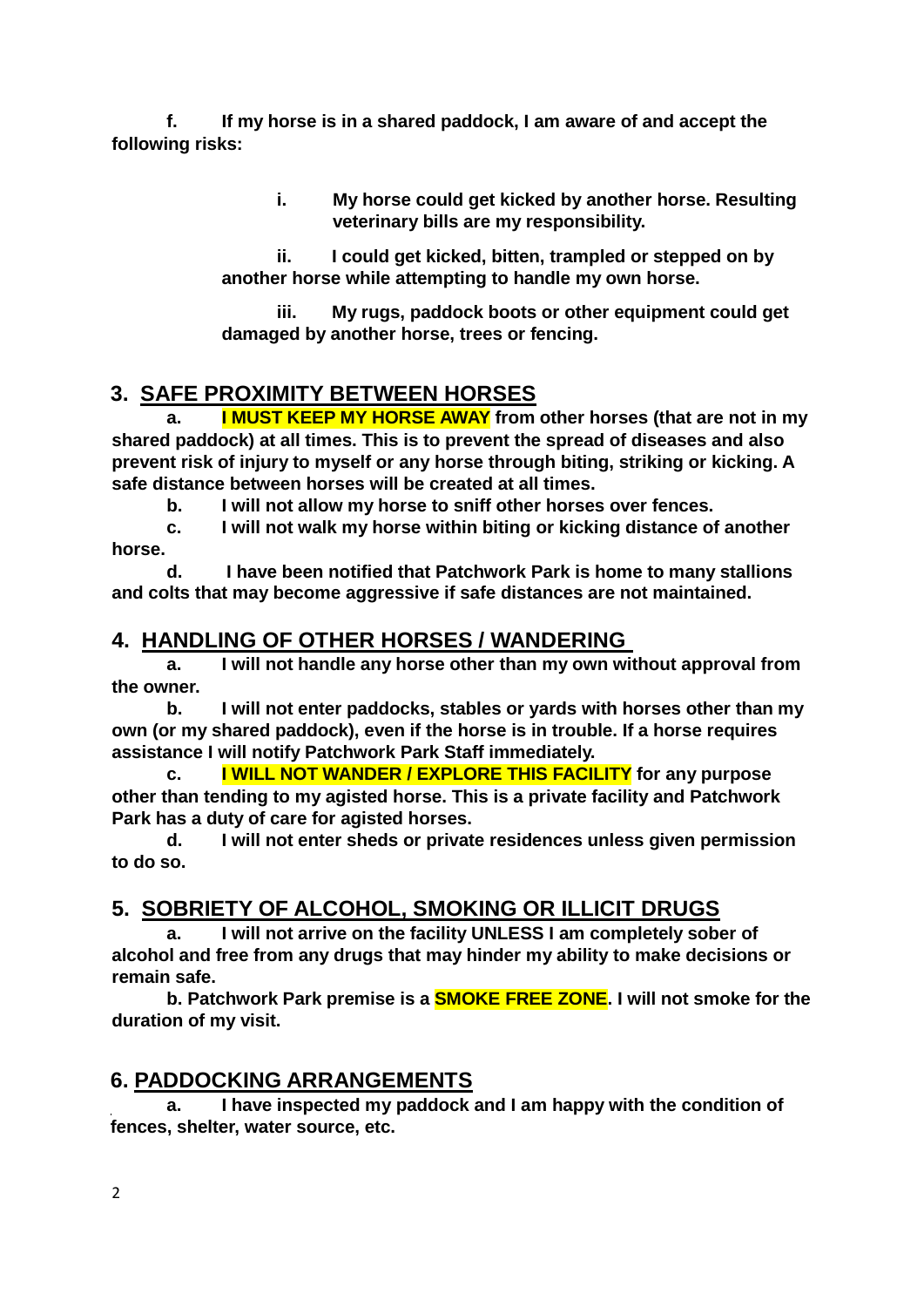**f. If my horse is in a shared paddock, I am aware of and accept the following risks:**

> **i. My horse could get kicked by another horse. Resulting veterinary bills are my responsibility.**
>
> **ii. I could get kicked, bitten, trampled or stepped on by another horse while attempting to handle my own horse.**
>
> **iii. My rugs, paddock boots or other equipment could get damaged by another horse, trees or fencing.**

## 3. SAFE PROXIMITY BETWEEN HORSES

**a. I MUST KEEP MY HORSE AWAY from other horses (that are not in my shared paddock) at all times. This is to prevent the spread of diseases and also prevent risk of injury to myself or any horse through biting, striking or kicking. A safe distance between horses will be created at all times.**

**b. I will not allow my horse to sniff other horses over fences.**

**c. I will not walk my horse within biting or kicking distance of another horse.**

**d. I have been notified that Patchwork Park is home to many stallions and colts that may become aggressive if safe distances are not maintained.**

## 4. HANDLING OF OTHER HORSES / WANDERING

**a. I will not handle any horse other than my own without approval from the owner.**

**b. I will not enter paddocks, stables or yards with horses other than my own (or my shared paddock), even if the horse is in trouble. If a horse requires assistance I will notify Patchwork Park Staff immediately.**

**c. I WILL NOT WANDER / EXPLORE THIS FACILITY for any purpose other than tending to my agisted horse. This is a private facility and Patchwork Park has a duty of care for agisted horses.**

**d. I will not enter sheds or private residences unless given permission to do so.**

## 5. SOBRIETY OF ALCOHOL, SMOKING OR ILLICIT DRUGS

**a. I will not arrive on the facility UNLESS I am completely sober of alcohol and free from any drugs that may hinder my ability to make decisions or remain safe.**

**b. Patchwork Park premise is a SMOKE FREE ZONE. I will not smoke for the duration of my visit.**

## 6. PADDOCKING ARRANGEMENTS

**a. I have inspected my paddock and I am happy with the condition of fences, shelter, water source, etc.**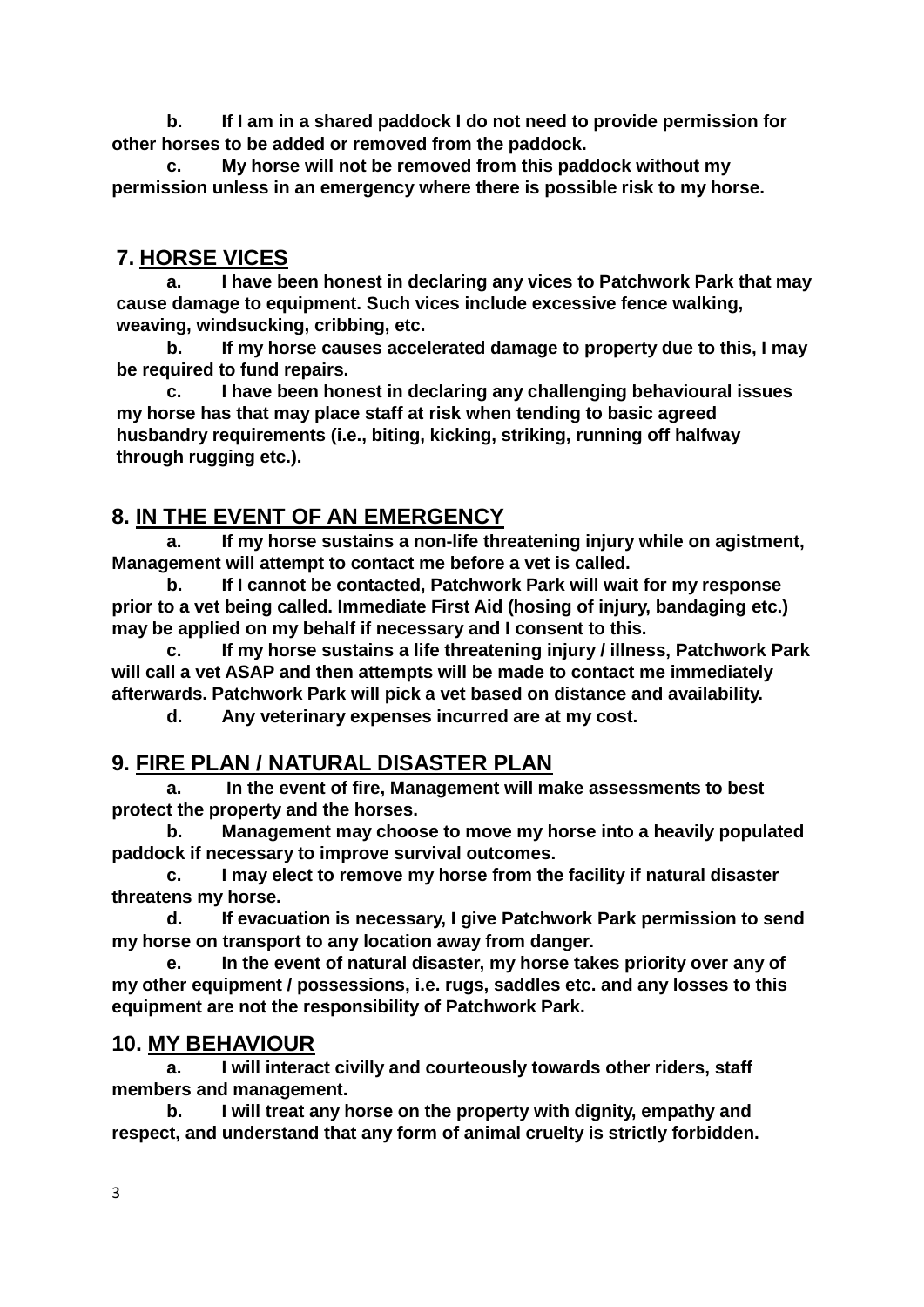**b. If I am in a shared paddock I do not need to provide permission for other horses to be added or removed from the paddock.**

**c. My horse will not be removed from this paddock without my permission unless in an emergency where there is possible risk to my horse.**

## 7. <u>HORSE VICES</u>

**a. I have been honest in declaring any vices to Patchwork Park that may cause damage to equipment. Such vices include excessive fence walking, weaving, windsucking, cribbing, etc.**

**b. If my horse causes accelerated damage to property due to this, I may be required to fund repairs.**

**c. I have been honest in declaring any challenging behavioural issues my horse has that may place staff at risk when tending to basic agreed husbandry requirements (i.e., biting, kicking, striking, running off halfway through rugging etc.).**

## 8. <u>IN THE EVENT OF AN EMERGENCY</u>

**a. If my horse sustains a non-life threatening injury while on agistment, Management will attempt to contact me before a vet is called.**

**b. If I cannot be contacted, Patchwork Park will wait for my response prior to a vet being called. Immediate First Aid (hosing of injury, bandaging etc.) may be applied on my behalf if necessary and I consent to this.**

**c. If my horse sustains a life threatening injury / illness, Patchwork Park will call a vet ASAP and then attempts will be made to contact me immediately afterwards. Patchwork Park will pick a vet based on distance and availability.**

**d. Any veterinary expenses incurred are at my cost.**

## 9. <u>FIRE PLAN / NATURAL DISASTER PLAN</u>

**a. In the event of fire, Management will make assessments to best protect the property and the horses.**

**b. Management may choose to move my horse into a heavily populated paddock if necessary to improve survival outcomes.**

**c. I may elect to remove my horse from the facility if natural disaster threatens my horse.**

**d. If evacuation is necessary, I give Patchwork Park permission to send my horse on transport to any location away from danger.**

**e. In the event of natural disaster, my horse takes priority over any of my other equipment / possessions, i.e. rugs, saddles etc. and any losses to this equipment are not the responsibility of Patchwork Park.**

## 10. <u>MY BEHAVIOUR</u>

**a. I will interact civilly and courteously towards other riders, staff members and management.**

**b. I will treat any horse on the property with dignity, empathy and respect, and understand that any form of animal cruelty is strictly forbidden.**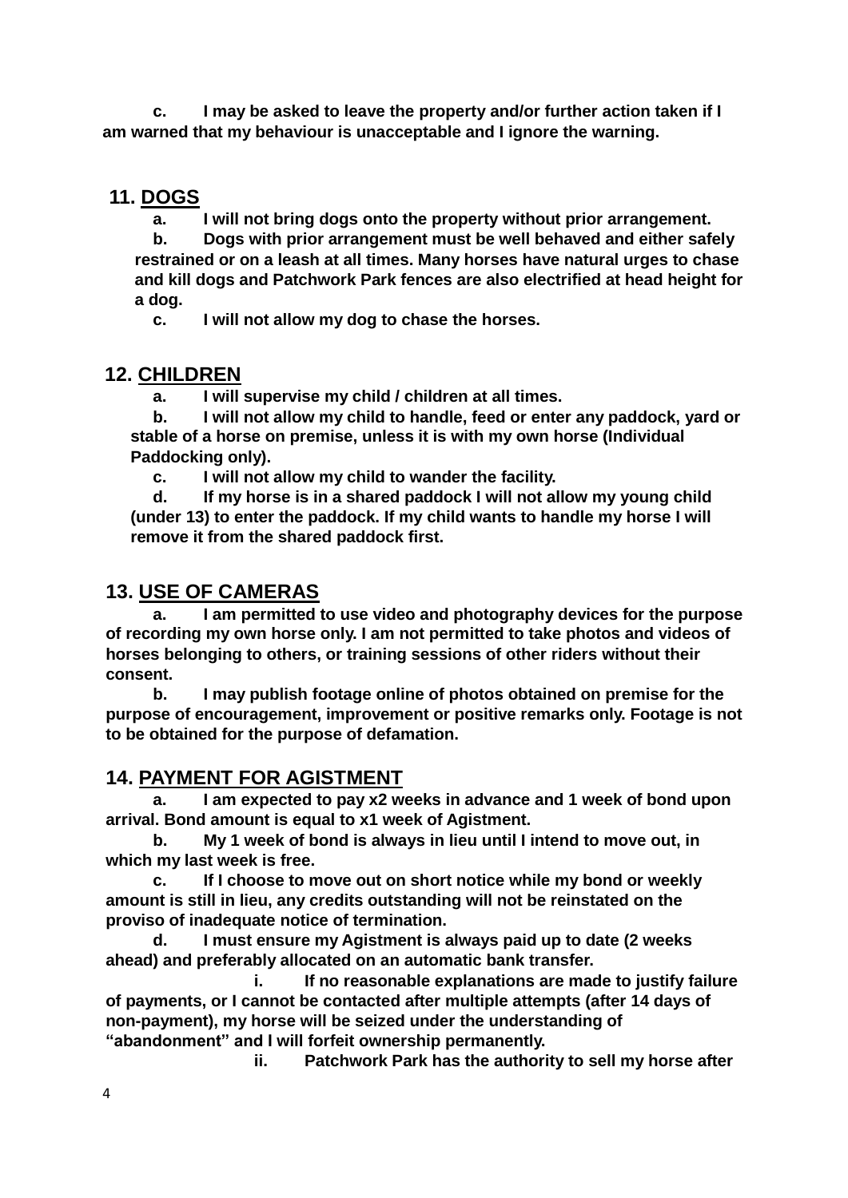**c. I may be asked to leave the property and/or further action taken if I am warned that my behaviour is unacceptable and I ignore the warning.**

## 11. DOGS

**a. I will not bring dogs onto the property without prior arrangement.**

**b. Dogs with prior arrangement must be well behaved and either safely restrained or on a leash at all times. Many horses have natural urges to chase and kill dogs and Patchwork Park fences are also electrified at head height for a dog.**

**c. I will not allow my dog to chase the horses.**

## 12. CHILDREN

**a. I will supervise my child / children at all times.**

**b. I will not allow my child to handle, feed or enter any paddock, yard or stable of a horse on premise, unless it is with my own horse (Individual Paddocking only).**

**c. I will not allow my child to wander the facility.**

**d. If my horse is in a shared paddock I will not allow my young child (under 13) to enter the paddock. If my child wants to handle my horse I will remove it from the shared paddock first.**

## 13. USE OF CAMERAS

**a. I am permitted to use video and photography devices for the purpose of recording my own horse only. I am not permitted to take photos and videos of horses belonging to others, or training sessions of other riders without their consent.**

**b. I may publish footage online of photos obtained on premise for the purpose of encouragement, improvement or positive remarks only. Footage is not to be obtained for the purpose of defamation.**

## 14. PAYMENT FOR AGISTMENT

**a. I am expected to pay x2 weeks in advance and 1 week of bond upon arrival. Bond amount is equal to x1 week of Agistment.**

**b. My 1 week of bond is always in lieu until I intend to move out, in which my last week is free.**

**c. If I choose to move out on short notice while my bond or weekly amount is still in lieu, any credits outstanding will not be reinstated on the proviso of inadequate notice of termination.**

**d. I must ensure my Agistment is always paid up to date (2 weeks ahead) and preferably allocated on an automatic bank transfer.**

**i. If no reasonable explanations are made to justify failure of payments, or I cannot be contacted after multiple attempts (after 14 days of non-payment), my horse will be seized under the understanding of "abandonment" and I will forfeit ownership permanently.**

**ii. Patchwork Park has the authority to sell my horse after**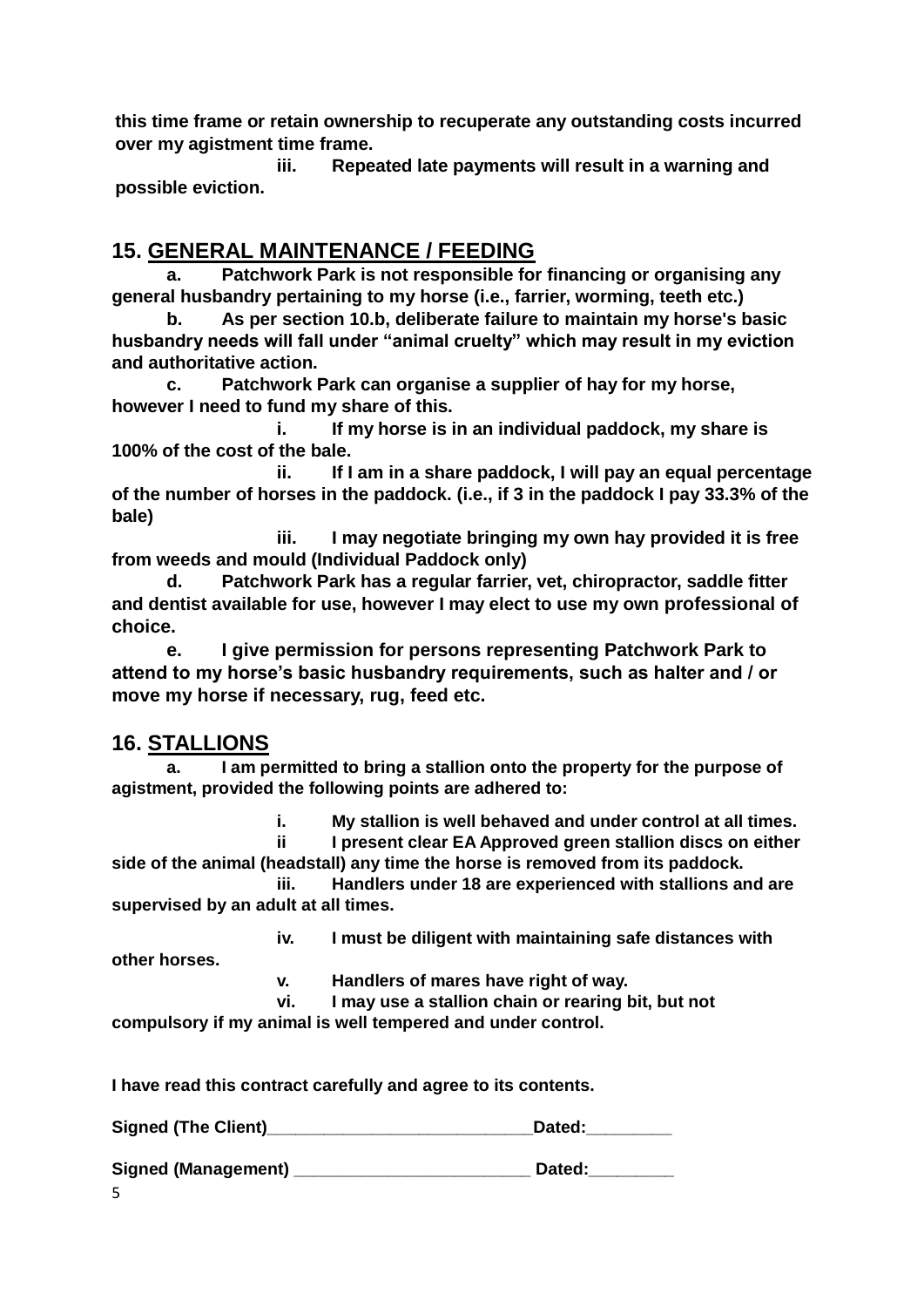**this time frame or retain ownership to recuperate any outstanding costs incurred over my agistment time frame.**

**iii. Repeated late payments will result in a warning and possible eviction.**

## 15. <u>GENERAL MAINTENANCE / FEEDING</u>

**a. Patchwork Park is not responsible for financing or organising any general husbandry pertaining to my horse (i.e., farrier, worming, teeth etc.)**

**b. As per section 10.b, deliberate failure to maintain my horse's basic husbandry needs will fall under "animal cruelty" which may result in my eviction and authoritative action.**

**c. Patchwork Park can organise a supplier of hay for my horse, however I need to fund my share of this.**

**i. If my horse is in an individual paddock, my share is 100% of the cost of the bale.**

**ii. If I am in a share paddock, I will pay an equal percentage of the number of horses in the paddock. (i.e., if 3 in the paddock I pay 33.3% of the bale)**

**iii. I may negotiate bringing my own hay provided it is free from weeds and mould (Individual Paddock only)**

**d. Patchwork Park has a regular farrier, vet, chiropractor, saddle fitter and dentist available for use, however I may elect to use my own professional of choice.**

**e. I give permission for persons representing Patchwork Park to attend to my horse's basic husbandry requirements, such as halter and / or move my horse if necessary, rug, feed etc.**

## 16. <u>STALLIONS</u>

**a. I am permitted to bring a stallion onto the property for the purpose of agistment, provided the following points are adhered to:**

**i. My stallion is well behaved and under control at all times.**

**ii I present clear EA Approved green stallion discs on either side of the animal (headstall) any time the horse is removed from its paddock.**

**iii. Handlers under 18 are experienced with stallions and are supervised by an adult at all times.**

**iv. I must be diligent with maintaining safe distances with other horses.**

**v. Handlers of mares have right of way.**

**vi. I may use a stallion chain or rearing bit, but not compulsory if my animal is well tempered and under control.**

**I have read this contract carefully and agree to its contents.**

**Signed (The Client)\_\_\_\_\_\_\_\_\_\_\_\_\_\_\_\_\_\_\_\_\_\_\_\_\_\_\_\_Dated:\_\_\_\_\_\_\_\_\_**

**Signed (Management) \_\_\_\_\_\_\_\_\_\_\_\_\_\_\_\_\_\_\_\_\_\_\_\_\_ Dated:\_\_\_\_\_\_\_\_\_**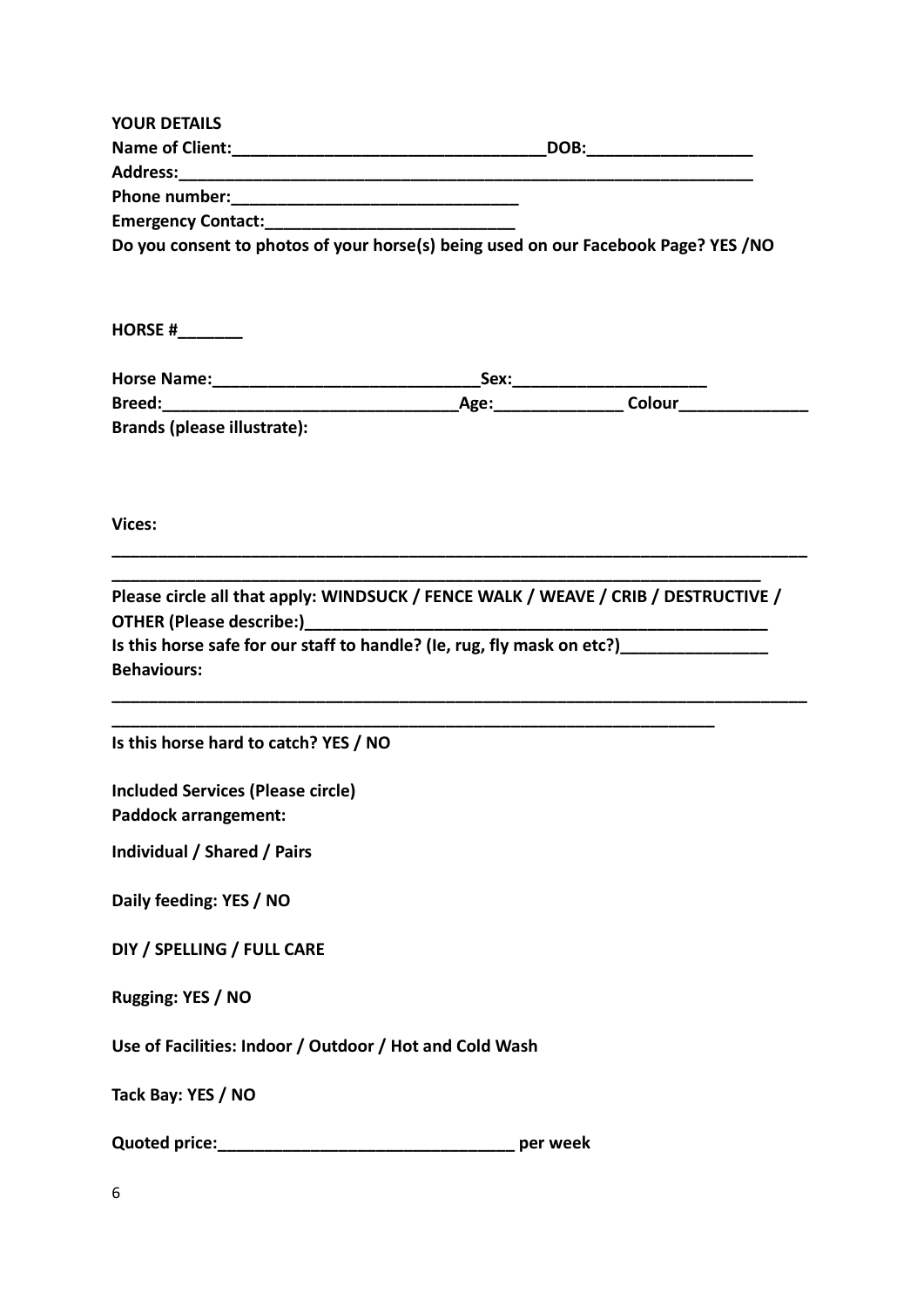**YOUR DETAILS**

**Name of Client:__________________________________DOB:__________________**

**Address:_________________________________________________________________**

**Phone number:_______________________________**

**Emergency Contact:___________________________**

**Do you consent to photos of your horse(s) being used on our Facebook Page? YES /NO**

**HORSE #_______**

**Horse Name:_____________________________Sex:_____________________**

**Breed:________________________________Age:______________ Colour______________**

**Brands (please illustrate):**

**Vices:**

**___________________________________________________________________________**

**_______________________________________________________________________**

**Please circle all that apply: WINDSUCK / FENCE WALK / WEAVE / CRIB / DESTRUCTIVE / OTHER (Please describe:)_____________________________________________________**

**Is this horse safe for our staff to handle? (Ie, rug, fly mask on etc?)________________**

**Behaviours:**

**___________________________________________________________________________**

**_________________________________________________________________**

**Is this horse hard to catch? YES / NO**

**Included Services (Please circle)**

**Paddock arrangement:**

**Individual / Shared / Pairs**

**Daily feeding: YES / NO**

**DIY / SPELLING / FULL CARE**

**Rugging: YES / NO**

**Use of Facilities: Indoor / Outdoor / Hot and Cold Wash**

**Tack Bay: YES / NO**

**Quoted price:________________________________ per week**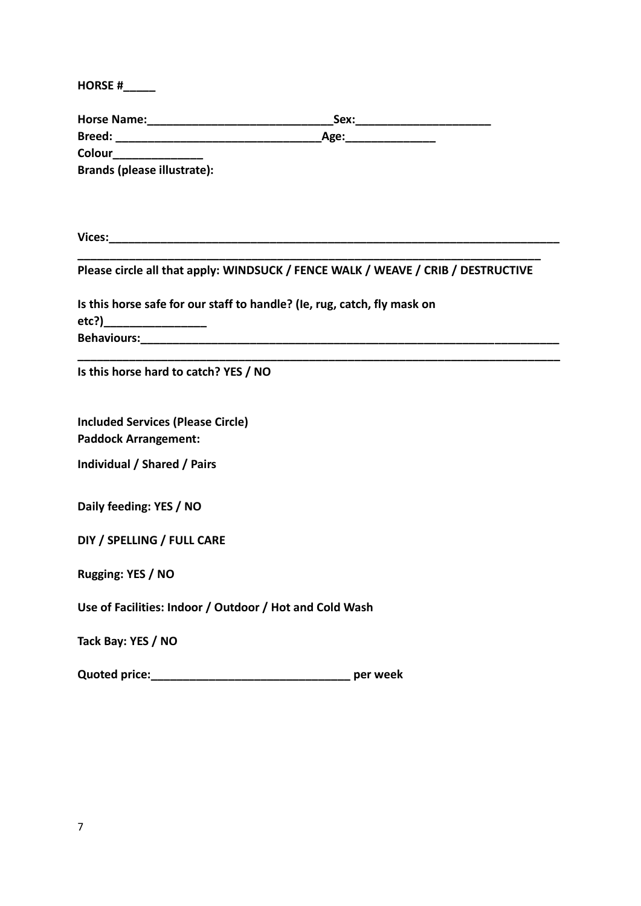**HORSE #_____**

**Horse Name:____________________________Sex:____________________**
**Breed: _______________________________Age:_____________**
**Colour______________**
**Brands (please illustrate):**

**Vices:______________________________________________________________________**
**________________________________________________________________________**
**Please circle all that apply: WINDSUCK / FENCE WALK / WEAVE / CRIB / DESTRUCTIVE**

**Is this horse safe for our staff to handle? (Ie, rug, catch, fly mask on etc?)_______________**
**Behaviours:______________________________________________________________**
**__________________________________________________________________________**
**Is this horse hard to catch? YES / NO**

**Included Services (Please Circle)**
**Paddock Arrangement:**

**Individual / Shared / Pairs**

**Daily feeding: YES / NO**

**DIY / SPELLING / FULL CARE**

**Rugging: YES / NO**

**Use of Facilities: Indoor / Outdoor / Hot and Cold Wash**

**Tack Bay: YES / NO**

**Quoted price:______________________________ per week**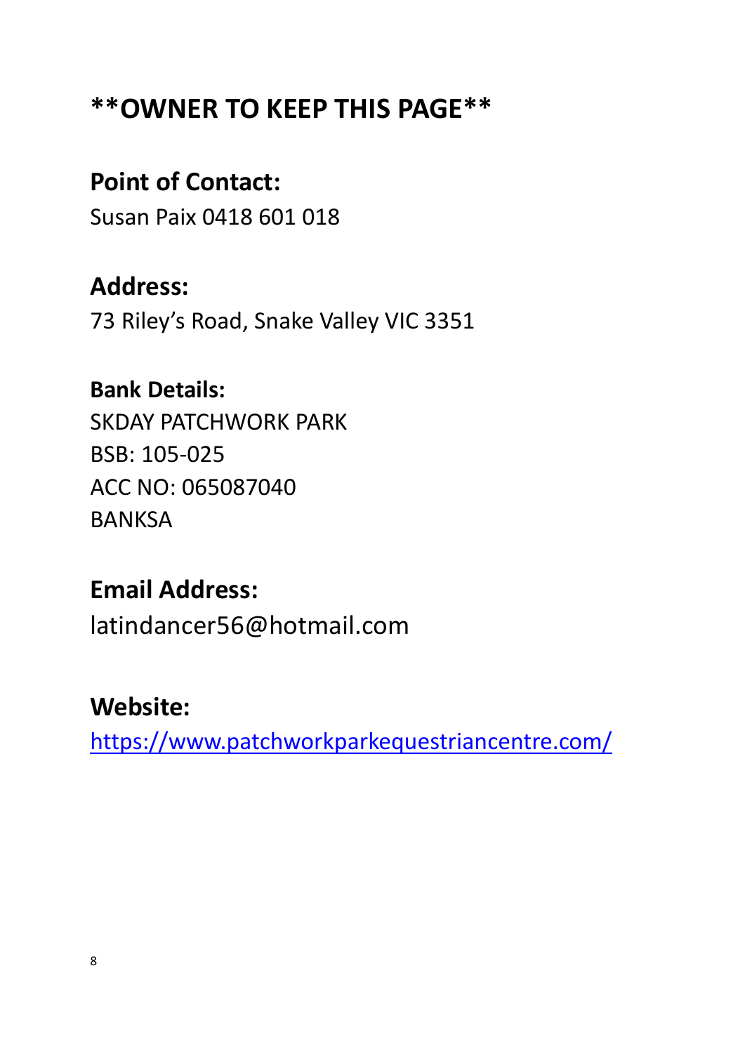## **OWNER TO KEEP THIS PAGE**

**Point of Contact:**

Susan Paix 0418 601 018

**Address:**

73 Riley's Road, Snake Valley VIC 3351

**Bank Details:**

SKDAY PATCHWORK PARK
BSB: 105-025
ACC NO: 065087040
BANKSA

**Email Address:**

latindancer56@hotmail.com

**Website:**

https://www.patchworkparkequestriancentre.com/